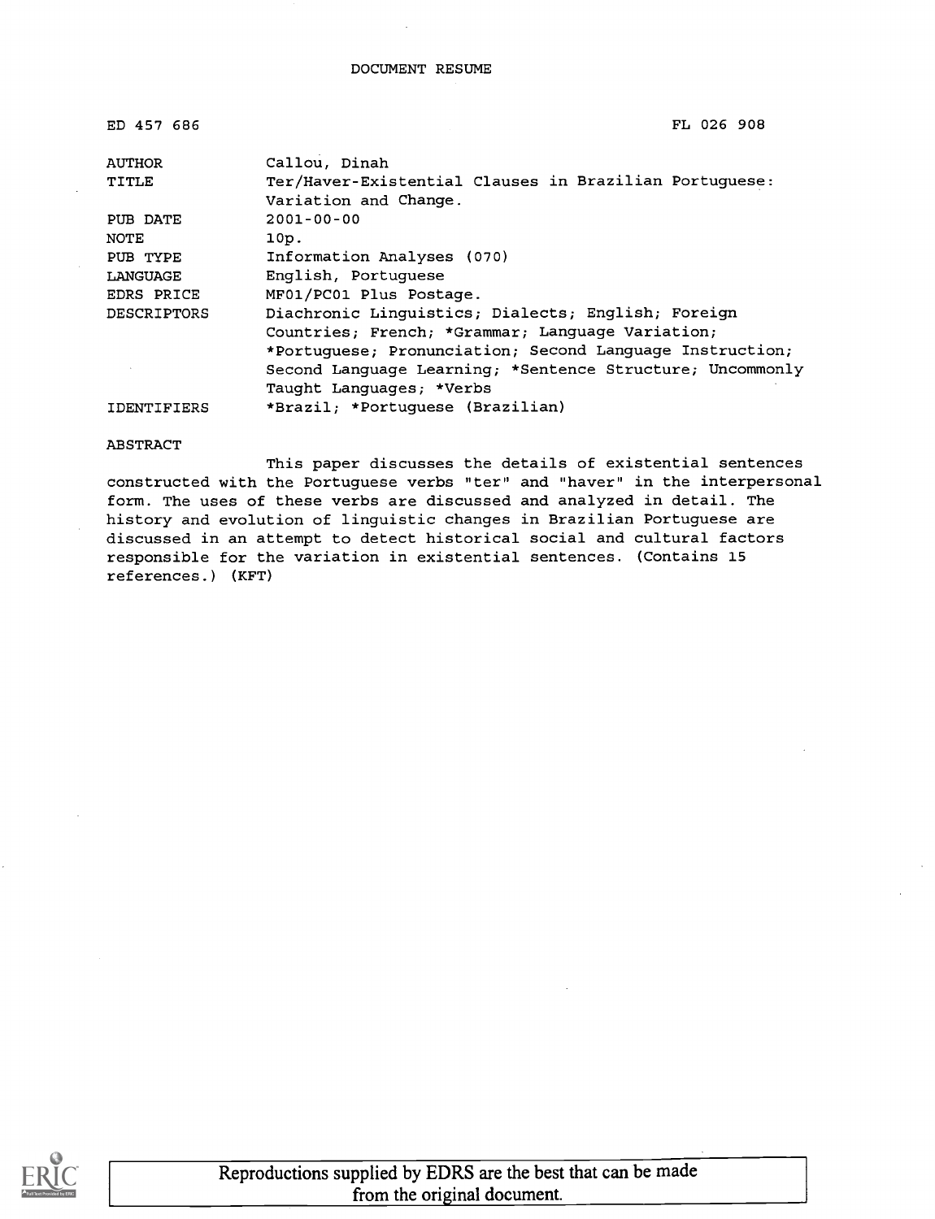DOCUMENT RESUME

| ED 457 686 | FL 026 908 |
|---|---|
| AUTHOR | Callou, Dinah |
| TITLE | Ter/Haver-Existential Clauses in Brazilian Portuguese: Variation and Change. |
| PUB DATE | 2001-00-00 |
| NOTE | 10p. |
| PUB TYPE | Information Analyses (070) |
| LANGUAGE | English, Portuguese |
| EDRS PRICE | MF01/PC01 Plus Postage. |
| DESCRIPTORS | Diachronic Linguistics; Dialects; English; Foreign Countries; French; *Grammar; Language Variation; *Portuguese; Pronunciation; Second Language Instruction; Second Language Learning; *Sentence Structure; Uncommonly Taught Languages; *Verbs |
| IDENTIFIERS | *Brazil; *Portuguese (Brazilian) |

ABSTRACT

This paper discusses the details of existential sentences constructed with the Portuguese verbs "ter" and "haver" in the interpersonal form. The uses of these verbs are discussed and analyzed in detail. The history and evolution of linguistic changes in Brazilian Portuguese are discussed in an attempt to detect historical social and cultural factors responsible for the variation in existential sentences. (Contains 15 references.) (KFT)

Reproductions supplied by EDRS are the best that can be made from the original document.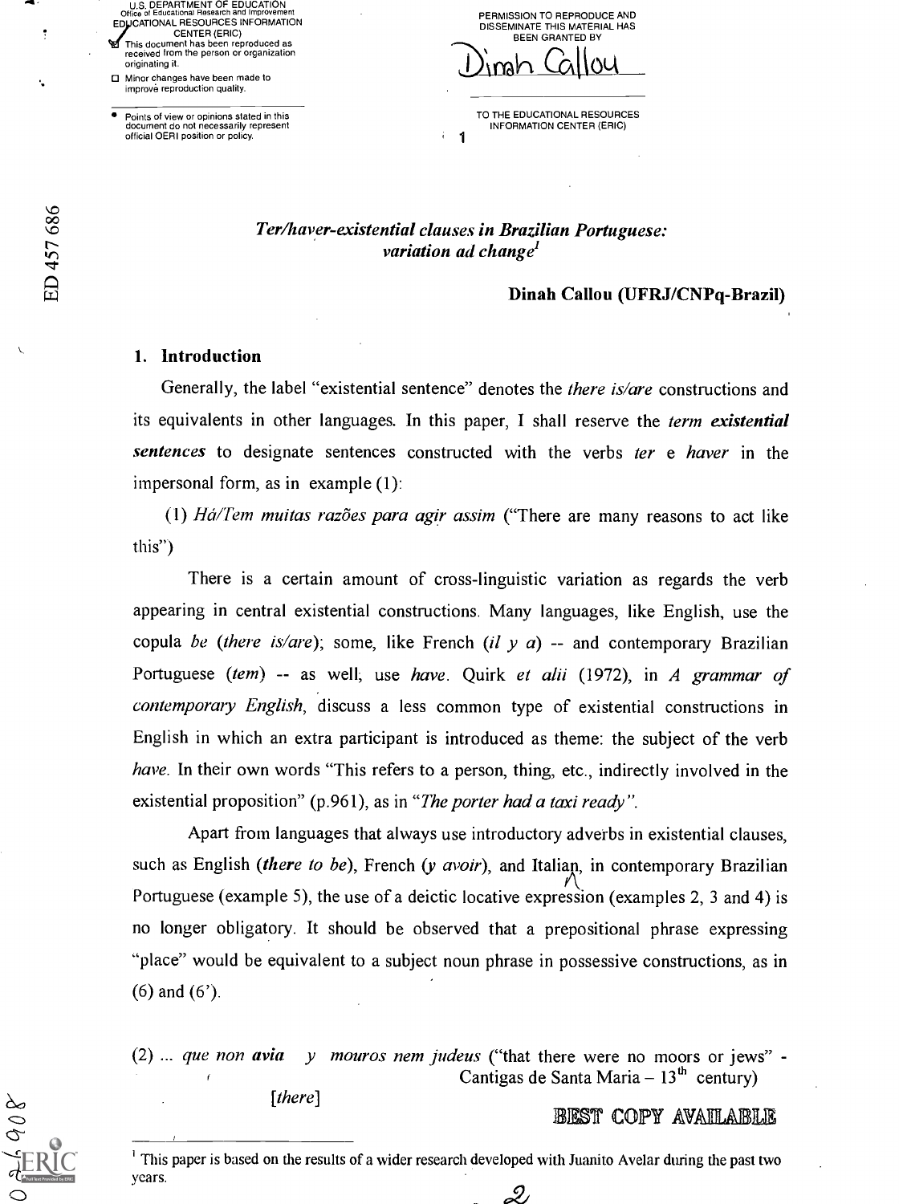# *Ter/haver-existential clauses in Brazilian Portuguese: variation ad change*[1]

**Dinah Callou (UFRJ/CNPq-Brazil)**

## 1. Introduction

Generally, the label "existential sentence" denotes the *there is/are* constructions and its equivalents in other languages. In this paper, I shall reserve the *term* ***existential sentences*** to designate sentences constructed with the verbs *ter* e *haver* in the impersonal form, as in example (1):

(1) *Há/Tem muitas razões para agir assim* ("There are many reasons to act like this")

There is a certain amount of cross-linguistic variation as regards the verb appearing in central existential constructions. Many languages, like English, use the copula *be* (*there is/are*); some, like French (*il y a*) -- and contemporary Brazilian Portuguese (*tem*) -- as well, use *have*. Quirk *et alii* (1972), in *A grammar of contemporary English*, discuss a less common type of existential constructions in English in which an extra participant is introduced as theme: the subject of the verb *have*. In their own words "This refers to a person, thing, etc., indirectly involved in the existential proposition" (p.961), as in "*The porter had a taxi ready*".

Apart from languages that always use introductory adverbs in existential clauses, such as English (***there to be***), French (*y avoir*), and Italian, in contemporary Brazilian Portuguese (example 5), the use of a deictic locative expression (examples 2, 3 and 4) is no longer obligatory. It should be observed that a prepositional phrase expressing "place" would be equivalent to a subject noun phrase in possessive constructions, as in (6) and (6').

(2) ... *que non **avia** y mouros nem judeus* ("that there were no moors or jews" - Cantigas de Santa Maria – 13th century)

[*there*]

[1] This paper is based on the results of a wider research developed with Juanito Avelar during the past two years.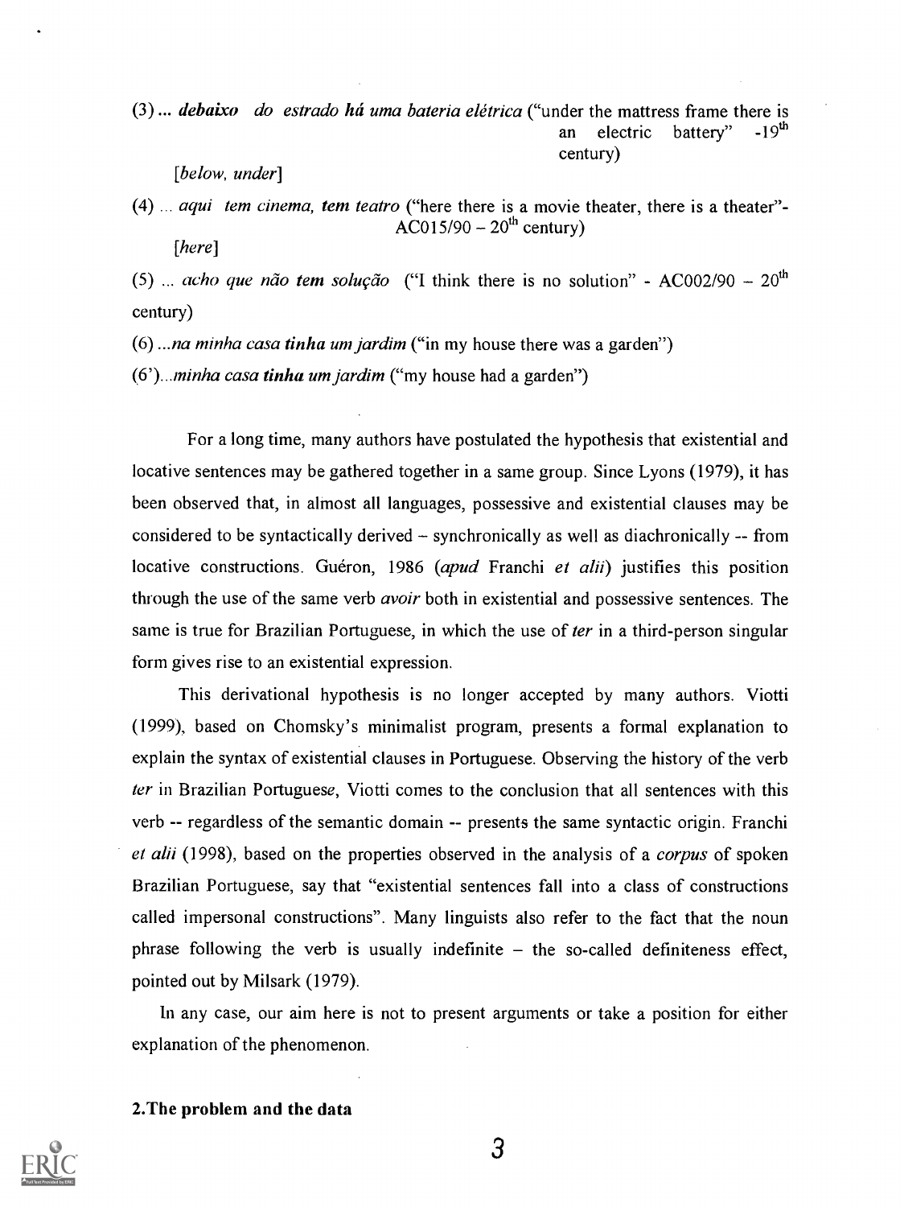(3) ... ***debaixo*** *do estrado* ***há*** *uma bateria elétrica* ("under the mattress frame there is an electric battery" -19th century)

[*below, under*]

(4) ... *aqui* ***tem*** *cinema,* ***tem teatro*** ("here there is a movie theater, there is a theater"- AC015/90 – 20th century)

[*here*]

(5) ... *acho que não* ***tem solução*** ("I think there is no solution" - AC002/90 – 20th century)

(6) ...*na minha casa* ***tinha*** *um jardim* ("in my house there was a garden")

(6')...*minha casa* ***tinha*** *um jardim* ("my house had a garden")

For a long time, many authors have postulated the hypothesis that existential and locative sentences may be gathered together in a same group. Since Lyons (1979), it has been observed that, in almost all languages, possessive and existential clauses may be considered to be syntactically derived – synchronically as well as diachronically -- from locative constructions. Guéron, 1986 (*apud* Franchi *et alii*) justifies this position through the use of the same verb *avoir* both in existential and possessive sentences. The same is true for Brazilian Portuguese, in which the use of *ter* in a third-person singular form gives rise to an existential expression.

This derivational hypothesis is no longer accepted by many authors. Viotti (1999), based on Chomsky's minimalist program, presents a formal explanation to explain the syntax of existential clauses in Portuguese. Observing the history of the verb *ter* in Brazilian Portuguese, Viotti comes to the conclusion that all sentences with this verb -- regardless of the semantic domain -- presents the same syntactic origin. Franchi *et alii* (1998), based on the properties observed in the analysis of a *corpus* of spoken Brazilian Portuguese, say that "existential sentences fall into a class of constructions called impersonal constructions". Many linguists also refer to the fact that the noun phrase following the verb is usually indefinite – the so-called definiteness effect, pointed out by Milsark (1979).

In any case, our aim here is not to present arguments or take a position for either explanation of the phenomenon.

## 2.The problem and the data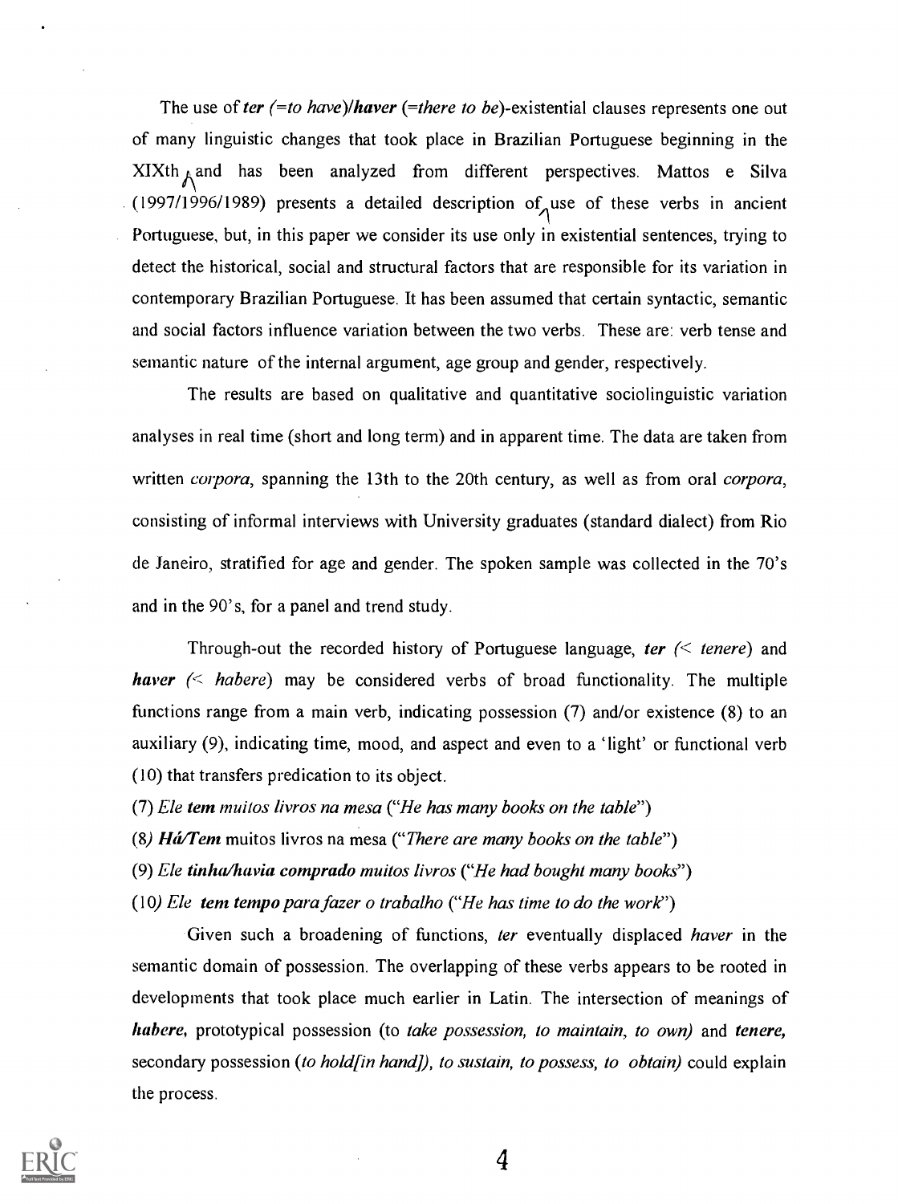The use of ***ter*** *(=to have)*/***haver*** *(=there to be)*-existential clauses represents one out of many linguistic changes that took place in Brazilian Portuguese beginning in the XIXth and has been analyzed from different perspectives. Mattos e Silva (1997/1996/1989) presents a detailed description of use of these verbs in ancient Portuguese, but, in this paper we consider its use only in existential sentences, trying to detect the historical, social and structural factors that are responsible for its variation in contemporary Brazilian Portuguese. It has been assumed that certain syntactic, semantic and social factors influence variation between the two verbs. These are: verb tense and semantic nature of the internal argument, age group and gender, respectively.

The results are based on qualitative and quantitative sociolinguistic variation analyses in real time (short and long term) and in apparent time. The data are taken from written *corpora*, spanning the 13th to the 20th century, as well as from oral *corpora*, consisting of informal interviews with University graduates (standard dialect) from Rio de Janeiro, stratified for age and gender. The spoken sample was collected in the 70's and in the 90's, for a panel and trend study.

Through-out the recorded history of Portuguese language, ***ter*** *(< tenere)* and ***haver*** *(< habere)* may be considered verbs of broad functionality. The multiple functions range from a main verb, indicating possession (7) and/or existence (8) to an auxiliary (9), indicating time, mood, and aspect and even to a 'light' or functional verb (10) that transfers predication to its object.

(7) *Ele **tem** muitos livros na mesa ("He has many books on the table")*

(8*) **Há/Tem*** muitos livros na mesa ("*There are many books on the table*")

(9) *Ele **tinha/havia comprado** muitos livros ("He had bought many books")*

(10*) Ele **tem tempo para fazer** o trabalho ("He has time to do the work")*

Given such a broadening of functions, *ter* eventually displaced *haver* in the semantic domain of possession. The overlapping of these verbs appears to be rooted in developments that took place much earlier in Latin. The intersection of meanings of ***habere***, prototypical possession (*to take possession, to maintain, to own)* and ***tenere,*** secondary possession (*to hold[in hand]), to sustain, to possess, to obtain)* could explain the process.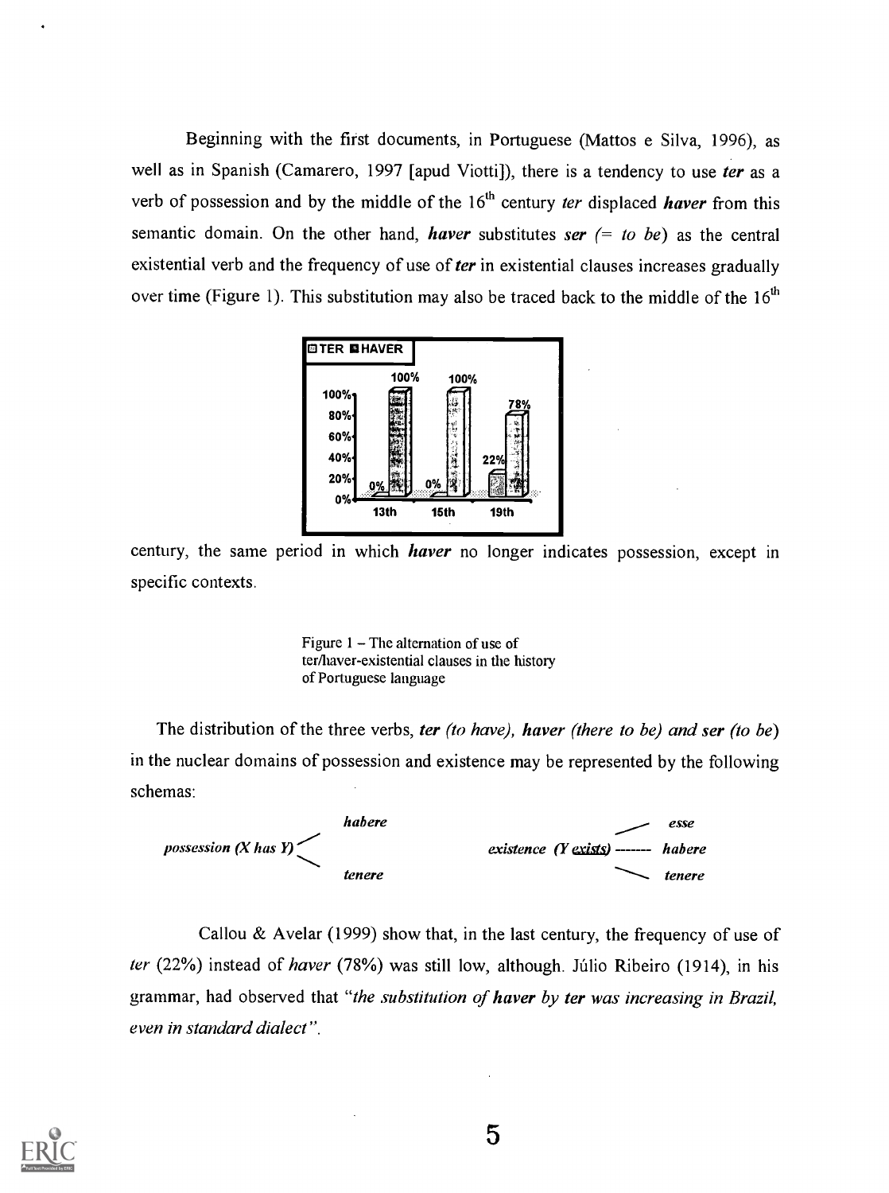Beginning with the first documents, in Portuguese (Mattos e Silva, 1996), as well as in Spanish (Camarero, 1997 [apud Viotti]), there is a tendency to use ***ter*** as a verb of possession and by the middle of the 16th century *ter* displaced ***haver*** from this semantic domain. On the other hand, ***haver*** substitutes ***ser*** *(= to be)* as the central existential verb and the frequency of use of ***ter*** in existential clauses increases gradually over time (Figure 1). This substitution may also be traced back to the middle of the 16th century, the same period in which ***haver*** no longer indicates possession, except in specific contexts.

| | 13th | 15th | 19th |
|---|---|---|---|
| TER | 0% | 0% | 22% |
| HAVER | 100% | 100% | 78% |

Figure 1 – The alternation of use of ter/haver-existential clauses in the history of Portuguese language

The distribution of the three verbs, ***ter*** *(to have)*, ***haver*** *(there to be) and* ***ser*** *(to be)* in the nuclear domains of possession and existence may be represented by the following schemas:

*possession (X has Y)* → ***habere*** / ***tenere***

*existence (Y exists)* → ***esse*** / ***habere*** / ***tenere***

Callou & Avelar (1999) show that, in the last century, the frequency of use of *ter* (22%) instead of *haver* (78%) was still low, although. Júlio Ribeiro (1914), in his grammar, had observed that "*the substitution of **haver** by **ter** was increasing in Brazil, even in standard dialect*".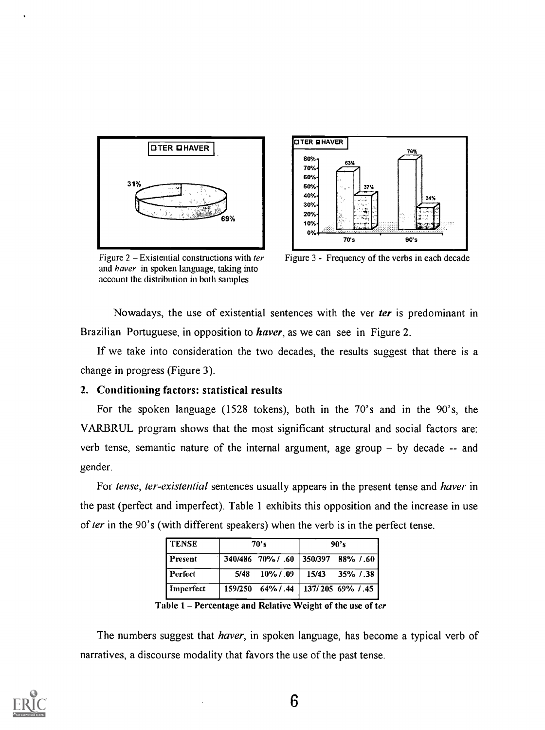Figure 2 – Existential constructions with *ter* and *haver* in spoken language, taking into account the distribution in both samples

Figure 3 - Frequency of the verbs in each decade

Nowadays, the use of existential sentences with the ver ***ter*** is predominant in Brazilian Portuguese, in opposition to ***haver***, as we can see in Figure 2.

If we take into consideration the two decades, the results suggest that there is a change in progress (Figure 3).

### 2. Conditioning factors: statistical results

For the spoken language (1528 tokens), both in the 70's and in the 90's, the VARBRUL program shows that the most significant structural and social factors are: verb tense, semantic nature of the internal argument, age group – by decade -- and gender.

For *tense*, *ter-existential* sentences usually appears in the present tense and *haver* in the past (perfect and imperfect). Table 1 exhibits this opposition and the increase in use of *ter* in the 90's (with different speakers) when the verb is in the perfect tense.

| TENSE | 70's | | 90's | |
|---|---|---|---|---|
| Present | 340/486 | 70% / .60 | 350/397 | 88% / .60 |
| Perfect | 5/48 | 10% / .09 | 15/43 | 35% / .38 |
| Imperfect | 159/250 | 64% / .44 | 137/205 | 69% / .45 |

**Table 1 – Percentage and Relative Weight of the use of *ter***

The numbers suggest that *haver*, in spoken language, has become a typical verb of narratives, a discourse modality that favors the use of the past tense.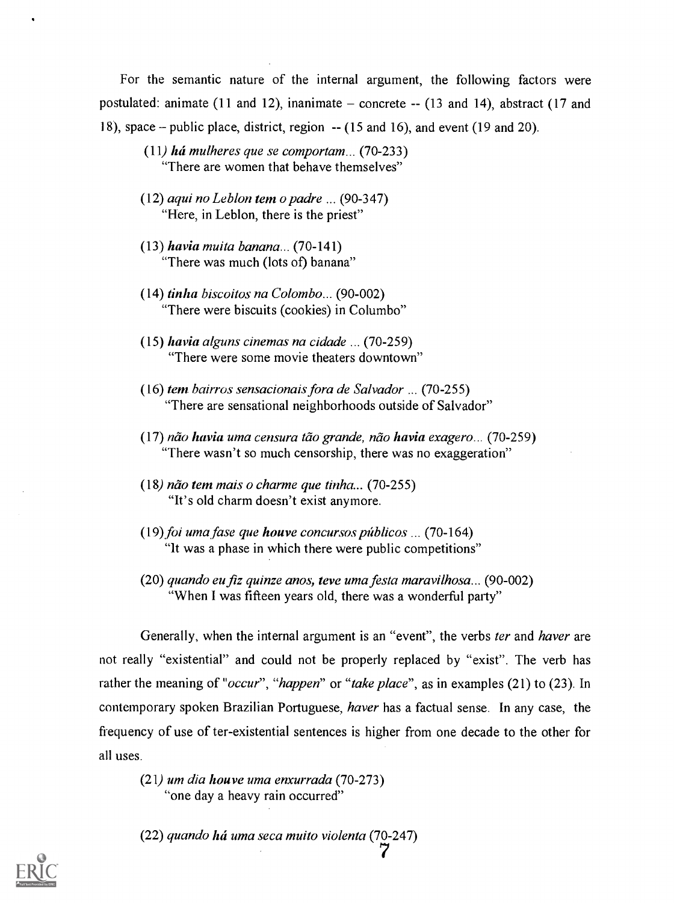For the semantic nature of the internal argument, the following factors were postulated: animate (11 and 12), inanimate – concrete -- (13 and 14), abstract (17 and 18), space – public place, district, region -- (15 and 16), and event (19 and 20).

(11) ***há*** *mulheres que se comportam*... (70-233)
"There are women that behave themselves"

(12) *aqui no Leblon* ***tem*** *o padre* ... (90-347)
"Here, in Leblon, there is the priest"

(13) ***havia*** *muita banana*... (70-141)
"There was much (lots of) banana"

(14) ***tinha*** *biscoitos na Colombo*... (90-002)
"There were biscuits (cookies) in Columbo"

(15) ***havia*** *alguns cinemas na cidade* ... (70-259)
"There were some movie theaters downtown"

(16) ***tem*** *bairros sensacionais fora de Salvador* ... (70-255)
"There are sensational neighborhoods outside of Salvador"

(17) *não* ***havia*** *uma censura tão grande, não* ***havia*** *exagero*... (70-259)
"There wasn't so much censorship, there was no exaggeration"

(18) ***não tem*** *mais o charme que tinha*... (70-255)
"It's old charm doesn't exist anymore.

(19) *foi uma fase que* ***houve*** *concursos públicos* ... (70-164)
"It was a phase in which there were public competitions"

(20) *quando eu fiz quinze anos, teve uma festa maravilhosa*... (90-002)
"When I was fifteen years old, there was a wonderful party"

Generally, when the internal argument is an "event", the verbs *ter* and *haver* are not really "existential" and could not be properly replaced by "exist". The verb has rather the meaning of "*occur*", "*happen*" or "*take place*", as in examples (21) to (23). In contemporary spoken Brazilian Portuguese, *haver* has a factual sense. In any case, the frequency of use of ter-existential sentences is higher from one decade to the other for all uses.

(21) *um dia* ***houve*** *uma enxurrada* (70-273)
"one day a heavy rain occurred"

(22) *quando* ***há*** *uma seca muito violenta* (70-247)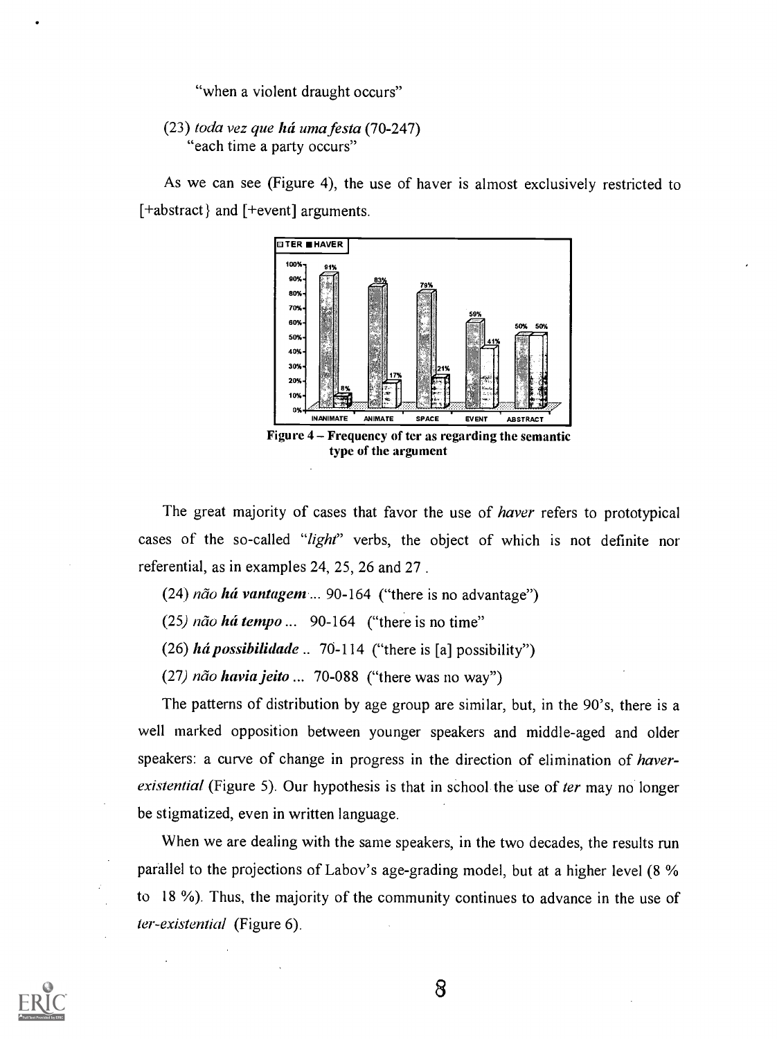"when a violent draught occurs"

(23) *toda vez que **há** uma festa* (70-247)
"each time a party occurs"

As we can see (Figure 4), the use of haver is almost exclusively restricted to [+abstract} and [+event] arguments.

**Figure 4 – Frequency of ter as regarding the semantic type of the argument**

The great majority of cases that favor the use of *haver* refers to prototypical cases of the so-called "*light*" verbs, the object of which is not definite nor referential, as in examples 24, 25, 26 and 27 .

(24) *não **há vantagem***... 90-164 ("there is no advantage")

(25) *não **há tempo***... 90-164 ("there is no time"

(26) ***há possibilidade*** .. 70-114 ("there is [a] possibility")

(27) *não **havia jeito*** ... 70-088 ("there was no way")

The patterns of distribution by age group are similar, but, in the 90's, there is a well marked opposition between younger speakers and middle-aged and older speakers: a curve of change in progress in the direction of elimination of *haver-existential* (Figure 5). Our hypothesis is that in school the use of *ter* may no longer be stigmatized, even in written language.

When we are dealing with the same speakers, in the two decades, the results run parallel to the projections of Labov's age-grading model, but at a higher level (8 % to 18 %). Thus, the majority of the community continues to advance in the use of *ter-existential* (Figure 6).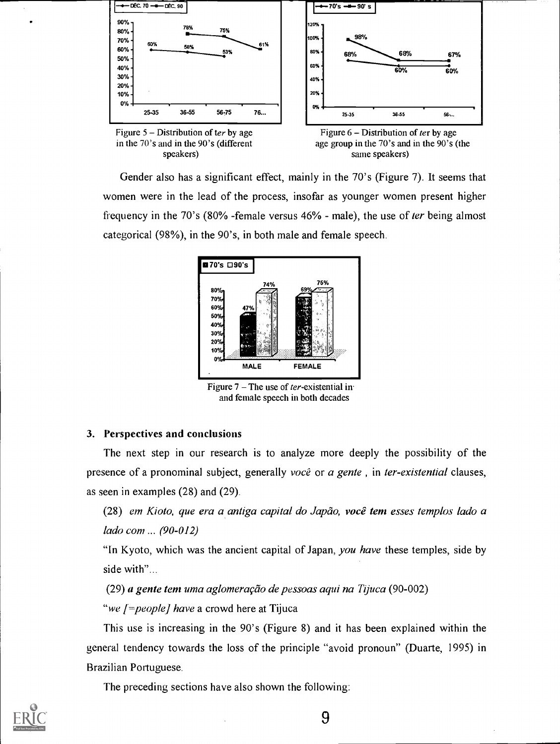Figure 5 – Distribution of *ter* by age in the 70's and in the 90's (different speakers)

Figure 6 – Distribution of *ter* by age age group in the 70's and in the 90's (the same speakers)

Gender also has a significant effect, mainly in the 70's (Figure 7). It seems that women were in the lead of the process, insofar as younger women present higher frequency in the 70's (80% -female versus 46% - male), the use of *ter* being almost categorical (98%), in the 90's, in both male and female speech.

Figure 7 – The use of *ter*-existential in and female speech in both decades

### 3. Perspectives and conclusions

The next step in our research is to analyze more deeply the possibility of the presence of a pronominal subject, generally *você* or *a gente* , in *ter-existential* clauses, as seen in examples (28) and (29).

(28) *em Kioto, que era a antiga capital do Japão, **você tem** esses templos lado a lado com ... (90-012)*

"In Kyoto, which was the ancient capital of Japan, *you have* these temples, side by side with"...

(29) ***a gente tem** uma aglomeração de pessoas aqui na Tijuca* (90-002)

"*we [=people] have* a crowd here at Tijuca

This use is increasing in the 90's (Figure 8) and it has been explained within the general tendency towards the loss of the principle "avoid pronoun" (Duarte, 1995) in Brazilian Portuguese.

The preceding sections have also shown the following: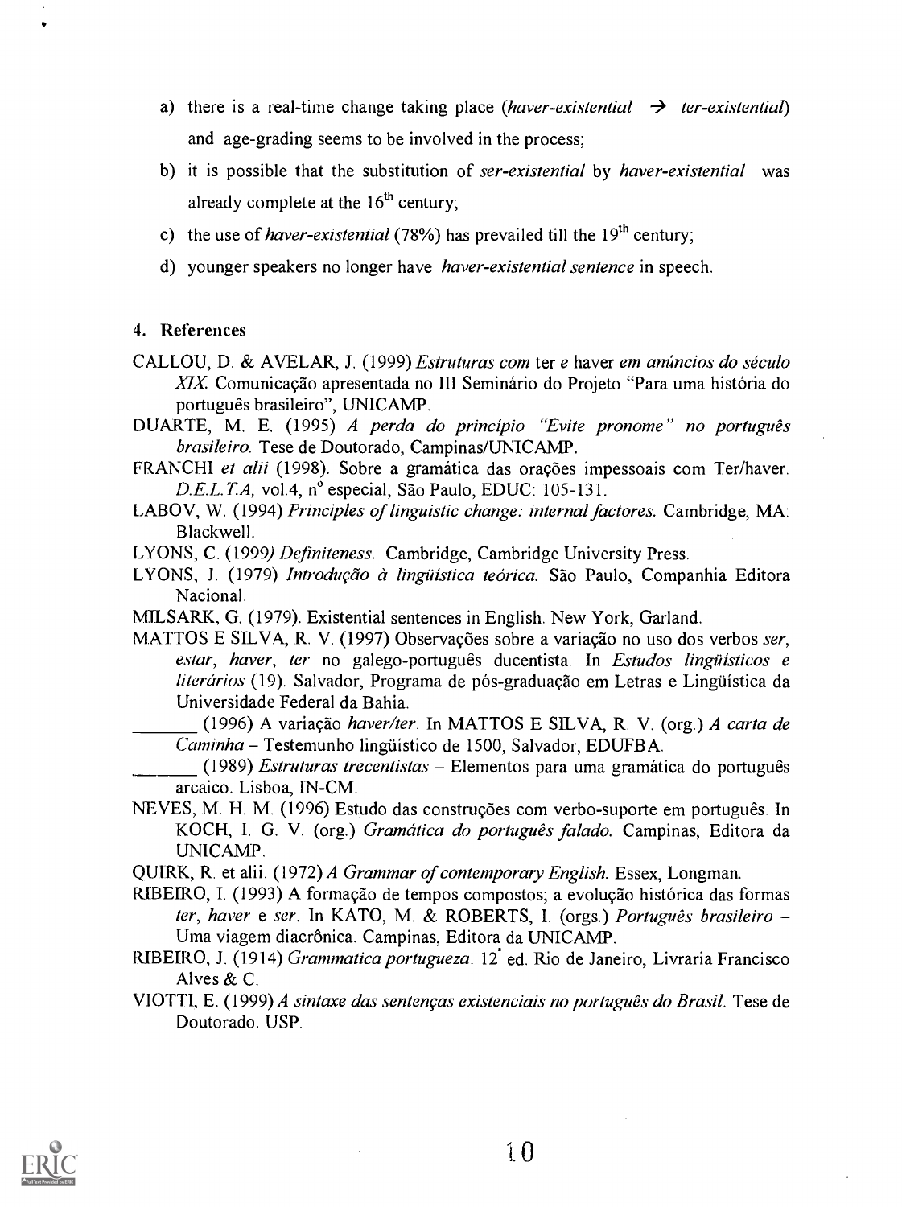a) there is a real-time change taking place (*haver-existential* → *ter-existential*) and age-grading seems to be involved in the process;

b) it is possible that the substitution of *ser-existential* by *haver-existential* was already complete at the 16th century;

c) the use of *haver-existential* (78%) has prevailed till the 19th century;

d) younger speakers no longer have *haver-existential sentence* in speech.

## 4. References

CALLOU, D. & AVELAR, J. (1999) *Estruturas com* ter *e* haver *em anúncios do século XIX.* Comunicação apresentada no III Seminário do Projeto "Para uma história do português brasileiro", UNICAMP.

DUARTE, M. E. (1995) *A perda do princípio "Evite pronome" no português brasileiro.* Tese de Doutorado, Campinas/UNICAMP.

FRANCHI *et alii* (1998). Sobre a gramática das orações impessoais com Ter/haver. *D.E.L.T.A,* vol.4, nº especial, São Paulo, EDUC: 105-131.

LABOV, W. (1994) *Principles of linguistic change: internal factores.* Cambridge, MA: Blackwell.

LYONS, C. (1999) *Definiteness.* Cambridge, Cambridge University Press.

LYONS, J. (1979) *Introdução à lingüística teórica.* São Paulo, Companhia Editora Nacional.

MILSARK, G. (1979). Existential sentences in English. New York, Garland.

MATTOS E SILVA, R. V. (1997) Observações sobre a variação no uso dos verbos *ser, estar, haver, ter* no galego-português ducentista. In *Estudos lingüísticos e literários* (19). Salvador, Programa de pós-graduação em Letras e Lingüística da Universidade Federal da Bahia.

_______ (1996) A variação *haver/ter.* In MATTOS E SILVA, R. V. (org.) *A carta de Caminha* – Testemunho lingüístico de 1500, Salvador, EDUFBA.

_______ (1989) *Estruturas trecentistas* – Elementos para uma gramática do português arcaico. Lisboa, IN-CM.

NEVES, M. H. M. (1996) Estudo das construções com verbo-suporte em português. In KOCH, I. G. V. (org.) *Gramática do português falado.* Campinas, Editora da UNICAMP.

QUIRK, R. et alii. (1972) *A Grammar of contemporary English.* Essex, Longman.

RIBEIRO, I. (1993) A formação de tempos compostos; a evolução histórica das formas *ter, haver* e *ser.* In KATO, M. & ROBERTS, I. (orgs.) *Português brasileiro* – Uma viagem diacrônica. Campinas, Editora da UNICAMP.

RIBEIRO, J. (1914) *Grammatica portugueza.* 12ª ed. Rio de Janeiro, Livraria Francisco Alves & C.

VIOTTI, E. (1999) *A sintaxe das sentenças existenciais no português do Brasil.* Tese de Doutorado. USP.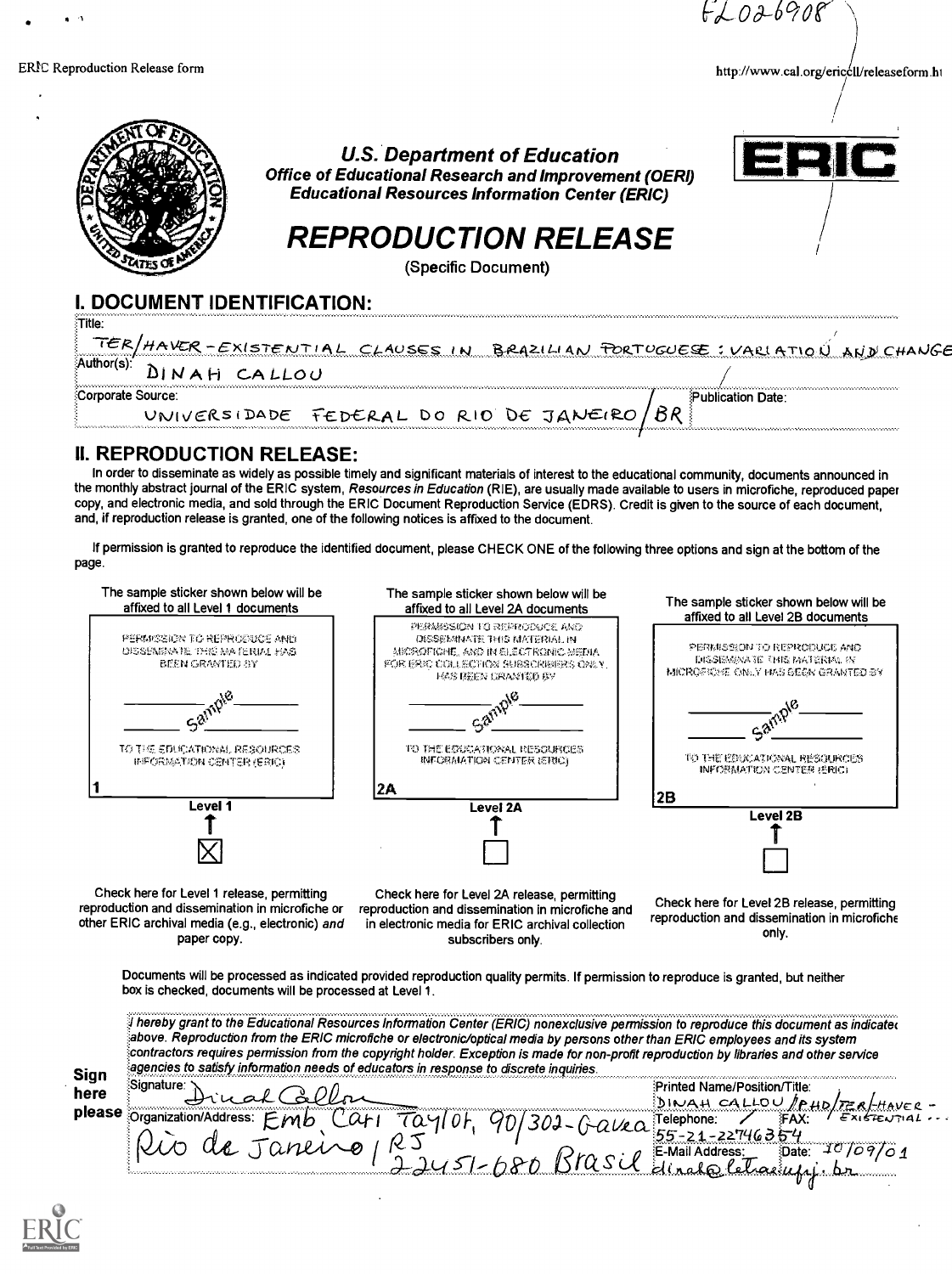FL026908

ERIC Reproduction Release form http://www.cal.org/ericcll/releaseform.ht

**U.S. Department of Education**
**Office of Educational Research and Improvement (OERI)**
**Educational Resources Information Center (ERIC)**

# REPRODUCTION RELEASE

(Specific Document)

## I. DOCUMENT IDENTIFICATION:

Title: TER/HAVER - EXISTENTIAL CLAUSES IN BRAZILIAN PORTUGUESE: VARIATION AND CHANGE

Author(s): DINAH CALLOU

Corporate Source: UNIVERSIDADE FEDERAL DO RIO DE JANEIRO / BR

Publication Date:

## II. REPRODUCTION RELEASE:

In order to disseminate as widely as possible timely and significant materials of interest to the educational community, documents announced in the monthly abstract journal of the ERIC system, *Resources in Education* (RIE), are usually made available to users in microfiche, reproduced paper copy, and electronic media, and sold through the ERIC Document Reproduction Service (EDRS). Credit is given to the source of each document, and, if reproduction release is granted, one of the following notices is affixed to the document.

If permission is granted to reproduce the identified document, please CHECK ONE of the following three options and sign at the bottom of the page.

| The sample sticker shown below will be affixed to all Level 1 documents | The sample sticker shown below will be affixed to all Level 2A documents | The sample sticker shown below will be affixed to all Level 2B documents |
|---|---|---|
| PERMISSION TO REPRODUCE AND DISSEMINATE THIS MATERIAL HAS BEEN GRANTED BY ______ sample ______ TO THE EDUCATIONAL RESOURCES INFORMATION CENTER (ERIC) | PERMISSION TO REPRODUCE AND DISSEMINATE THIS MATERIAL IN MICROFICHE, AND IN ELECTRONIC MEDIA FOR ERIC COLLECTION SUBSCRIBERS ONLY, HAS BEEN GRANTED BY ______ sample ______ TO THE EDUCATIONAL RESOURCES INFORMATION CENTER (ERIC) | PERMISSION TO REPRODUCE AND DISSEMINATE THIS MATERIAL IN MICROFICHE ONLY HAS BEEN GRANTED BY ______ sample ______ TO THE EDUCATIONAL RESOURCES INFORMATION CENTER (ERIC) |
| 1 | 2A | 2B |
| Level 1 | Level 2A | Level 2B |
| ☒ | ☐ | ☐ |
| Check here for Level 1 release, permitting reproduction and dissemination in microfiche or other ERIC archival media (e.g., electronic) *and* paper copy. | Check here for Level 2A release, permitting reproduction and dissemination in microfiche and in electronic media for ERIC archival collection subscribers only. | Check here for Level 2B release, permitting reproduction and dissemination in microfiche only. |

Documents will be processed as indicated provided reproduction quality permits. If permission to reproduce is granted, but neither box is checked, documents will be processed at Level 1.

*I hereby grant to the Educational Resources Information Center (ERIC) nonexclusive permission to reproduce this document as indicated above. Reproduction from the ERIC microfiche or electronic/optical media by persons other than ERIC employees and its system contractors requires permission from the copyright holder. Exception is made for non-profit reproduction by libraries and other service agencies to satisfy information needs of educators in response to discrete inquiries.*

**Sign here please**

Signature: Dinah Callou

Printed Name/Position/Title: DINAH CALLOU / PHD / TER/HAVER - EXISTENTIAL ...

Organization/Address: Emb Carl Taylor, 90/302 - Gavea Rio de Janeiro / RJ 22451-680 Brasil

Telephone: 55-21-22746354

FAX:

E-Mail Address: dinah@letras.ufrj.br

Date: 10/09/01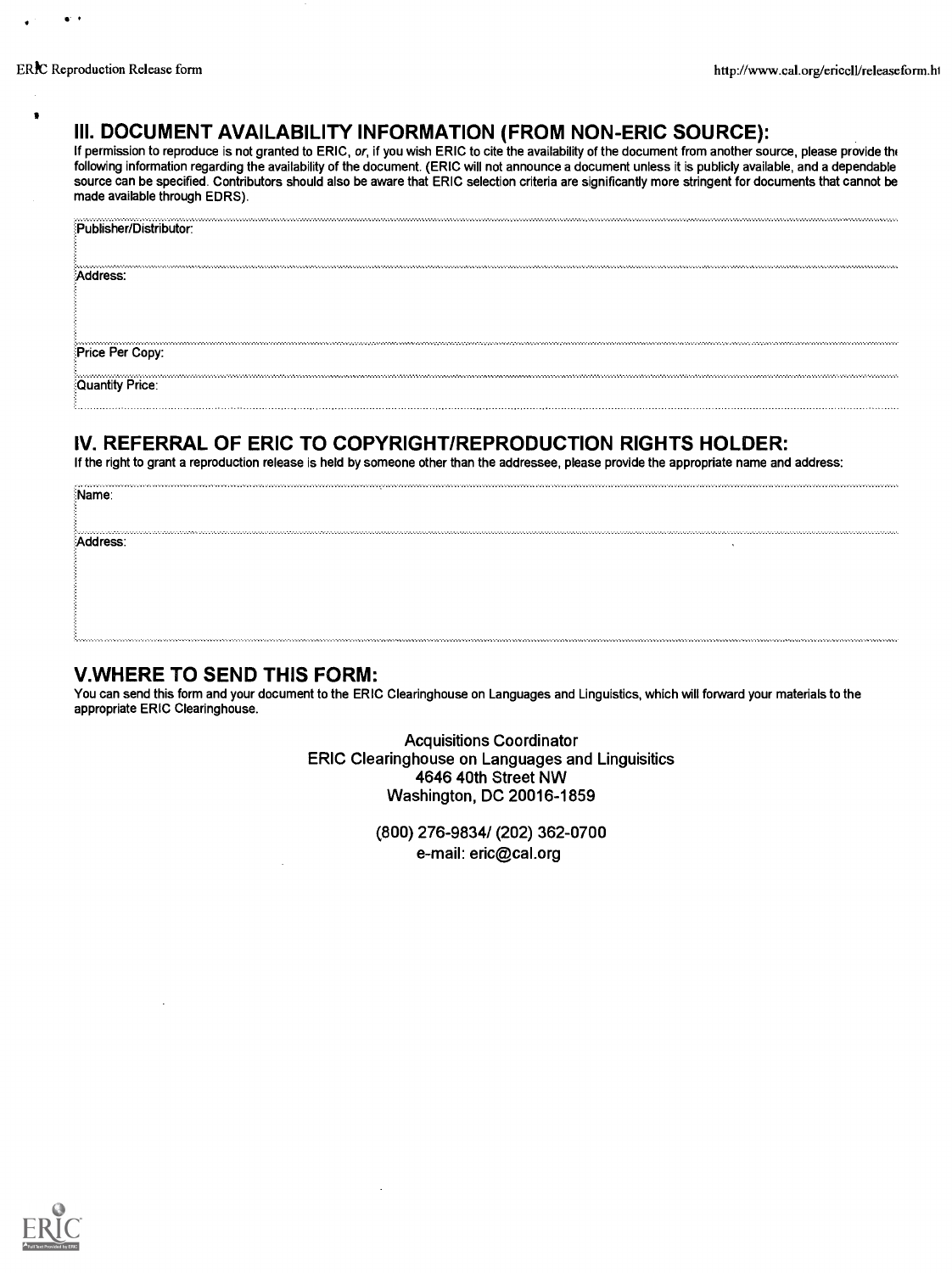## III. DOCUMENT AVAILABILITY INFORMATION (FROM NON-ERIC SOURCE):

If permission to reproduce is not granted to ERIC, *or*, if you wish ERIC to cite the availability of the document from another source, please provide the following information regarding the availability of the document. (ERIC will not announce a document unless it is publicly available, and a dependable source can be specified. Contributors should also be aware that ERIC selection criteria are significantly more stringent for documents that cannot be made available through EDRS).

Publisher/Distributor:

Address:

Price Per Copy:

Quantity Price:

## IV. REFERRAL OF ERIC TO COPYRIGHT/REPRODUCTION RIGHTS HOLDER:

If the right to grant a reproduction release is held by someone other than the addressee, please provide the appropriate name and address:

Name:

Address:

## V.WHERE TO SEND THIS FORM:

You can send this form and your document to the ERIC Clearinghouse on Languages and Linguistics, which will forward your materials to the appropriate ERIC Clearinghouse.

Acquisitions Coordinator
ERIC Clearinghouse on Languages and Linguisitics
4646 40th Street NW
Washington, DC 20016-1859

(800) 276-9834/ (202) 362-0700
e-mail: eric@cal.org